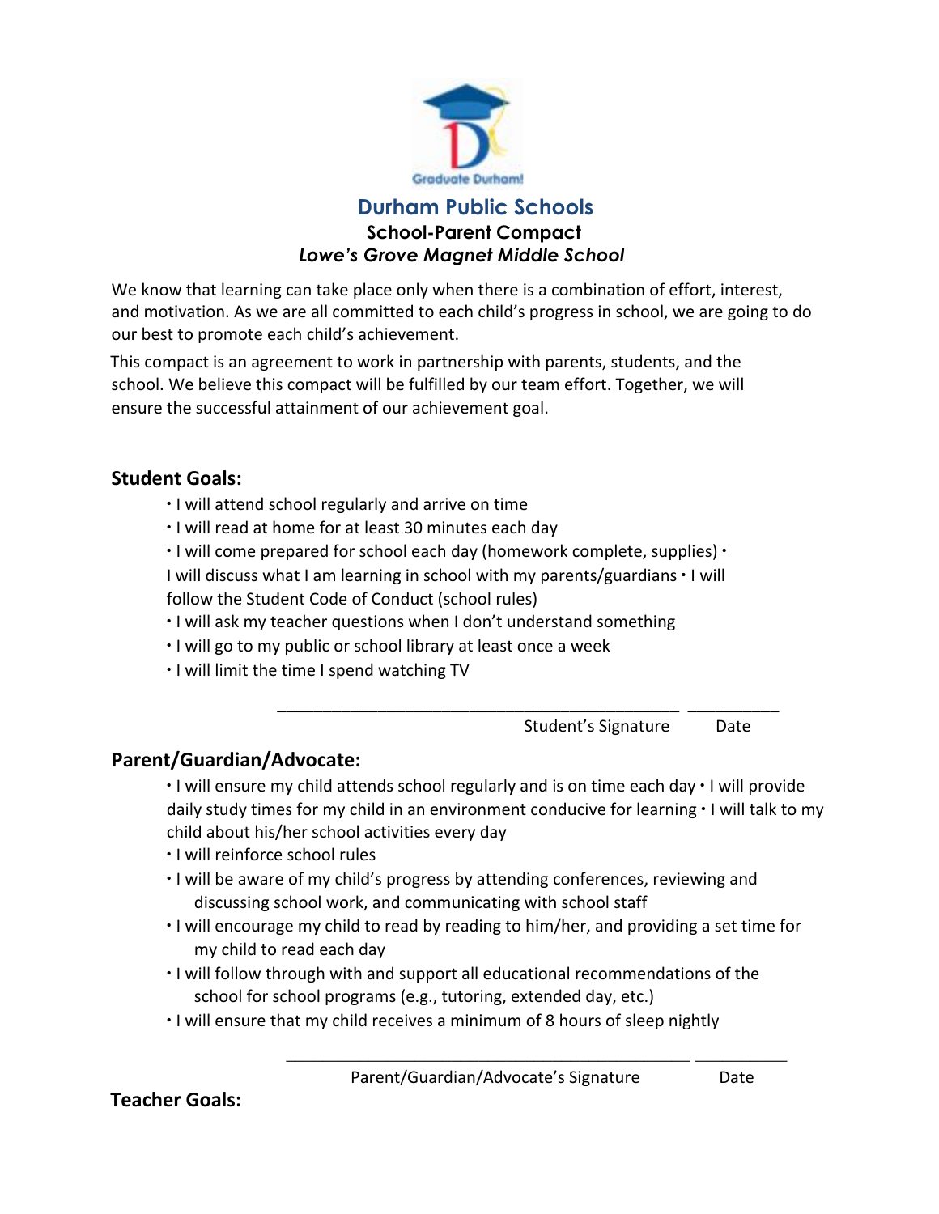Graduate Durham!

# Durham Public Schools

## School-Parent Compact

### *Lowe's Grove Magnet Middle School*

We know that learning can take place only when there is a combination of effort, interest, and motivation. As we are all committed to each child's progress in school, we are going to do our best to promote each child's achievement.

This compact is an agreement to work in partnership with parents, students, and the school. We believe this compact will be fulfilled by our team effort. Together, we will ensure the successful attainment of our achievement goal.

## Student Goals:

- I will attend school regularly and arrive on time
- I will read at home for at least 30 minutes each day
- I will come prepared for school each day (homework complete, supplies)
- I will discuss what I am learning in school with my parents/guardians
- I will follow the Student Code of Conduct (school rules)
- I will ask my teacher questions when I don't understand something
- I will go to my public or school library at least once a week
- I will limit the time I spend watching TV

_____________________________________________ __________

Student's Signature Date

## Parent/Guardian/Advocate:

- I will ensure my child attends school regularly and is on time each day
- I will provide daily study times for my child in an environment conducive for learning
- I will talk to my child about his/her school activities every day
- I will reinforce school rules
- I will be aware of my child's progress by attending conferences, reviewing and discussing school work, and communicating with school staff
- I will encourage my child to read by reading to him/her, and providing a set time for my child to read each day
- I will follow through with and support all educational recommendations of the school for school programs (e.g., tutoring, extended day, etc.)
- I will ensure that my child receives a minimum of 8 hours of sleep nightly

_____________________________________________ __________

Parent/Guardian/Advocate's Signature Date

## Teacher Goals: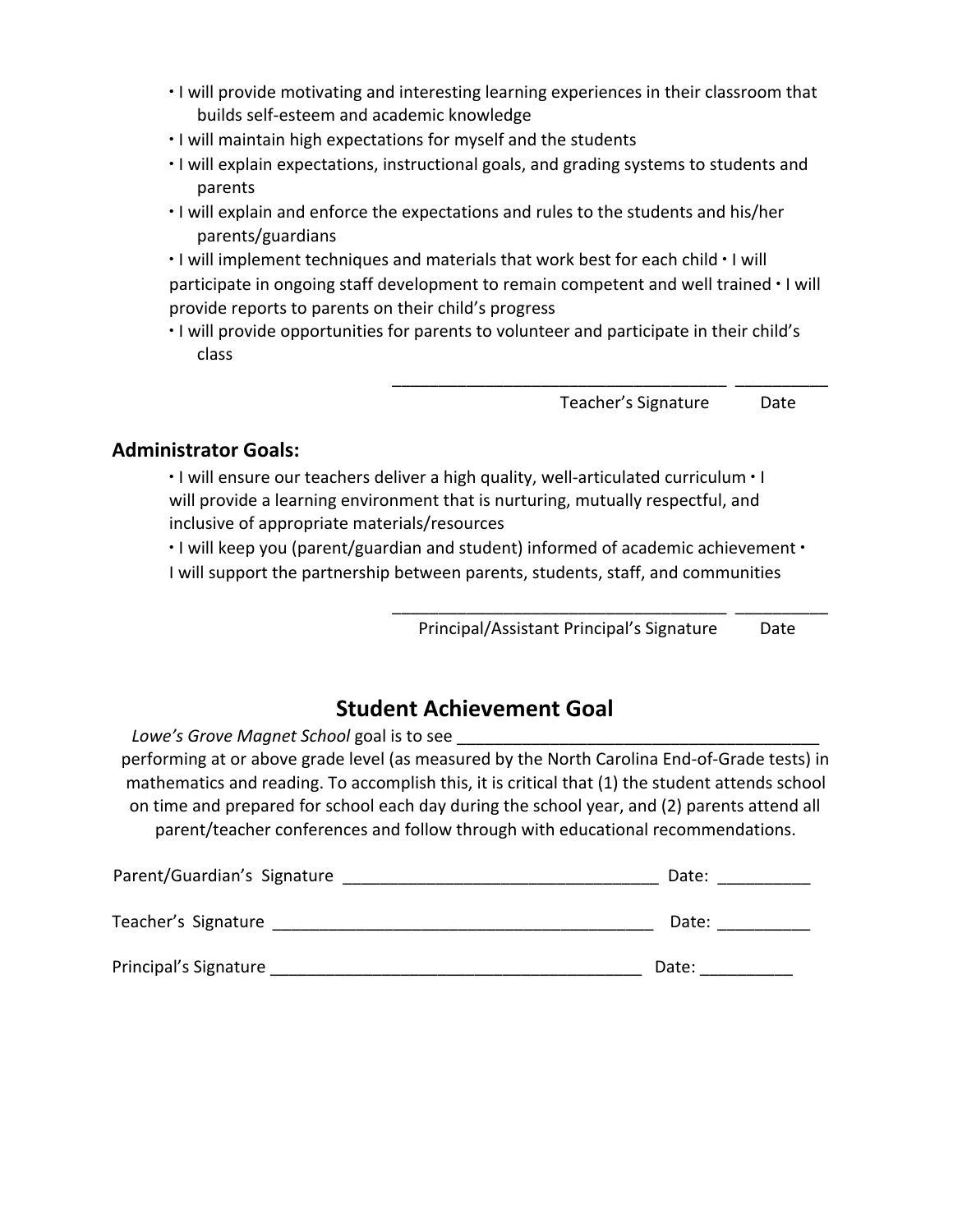- I will provide motivating and interesting learning experiences in their classroom that builds self-esteem and academic knowledge
- I will maintain high expectations for myself and the students
- I will explain expectations, instructional goals, and grading systems to students and parents
- I will explain and enforce the expectations and rules to the students and his/her parents/guardians
- I will implement techniques and materials that work best for each child
- I will participate in ongoing staff development to remain competent and well trained
- I will provide reports to parents on their child's progress
- I will provide opportunities for parents to volunteer and participate in their child's class

_____________________________________ __________

Teacher's Signature Date

**Administrator Goals:**

- I will ensure our teachers deliver a high quality, well-articulated curriculum
- I will provide a learning environment that is nurturing, mutually respectful, and inclusive of appropriate materials/resources
- I will keep you (parent/guardian and student) informed of academic achievement
- I will support the partnership between parents, students, staff, and communities

_____________________________________ __________

Principal/Assistant Principal's Signature Date

## Student Achievement Goal

*Lowe's Grove Magnet School* goal is to see _______________________________________ performing at or above grade level (as measured by the North Carolina End-of-Grade tests) in mathematics and reading. To accomplish this, it is critical that (1) the student attends school on time and prepared for school each day during the school year, and (2) parents attend all parent/teacher conferences and follow through with educational recommendations.

Parent/Guardian's Signature __________________________________ Date: __________

Teacher's Signature _________________________________________ Date: __________

Principal's Signature ________________________________________ Date: __________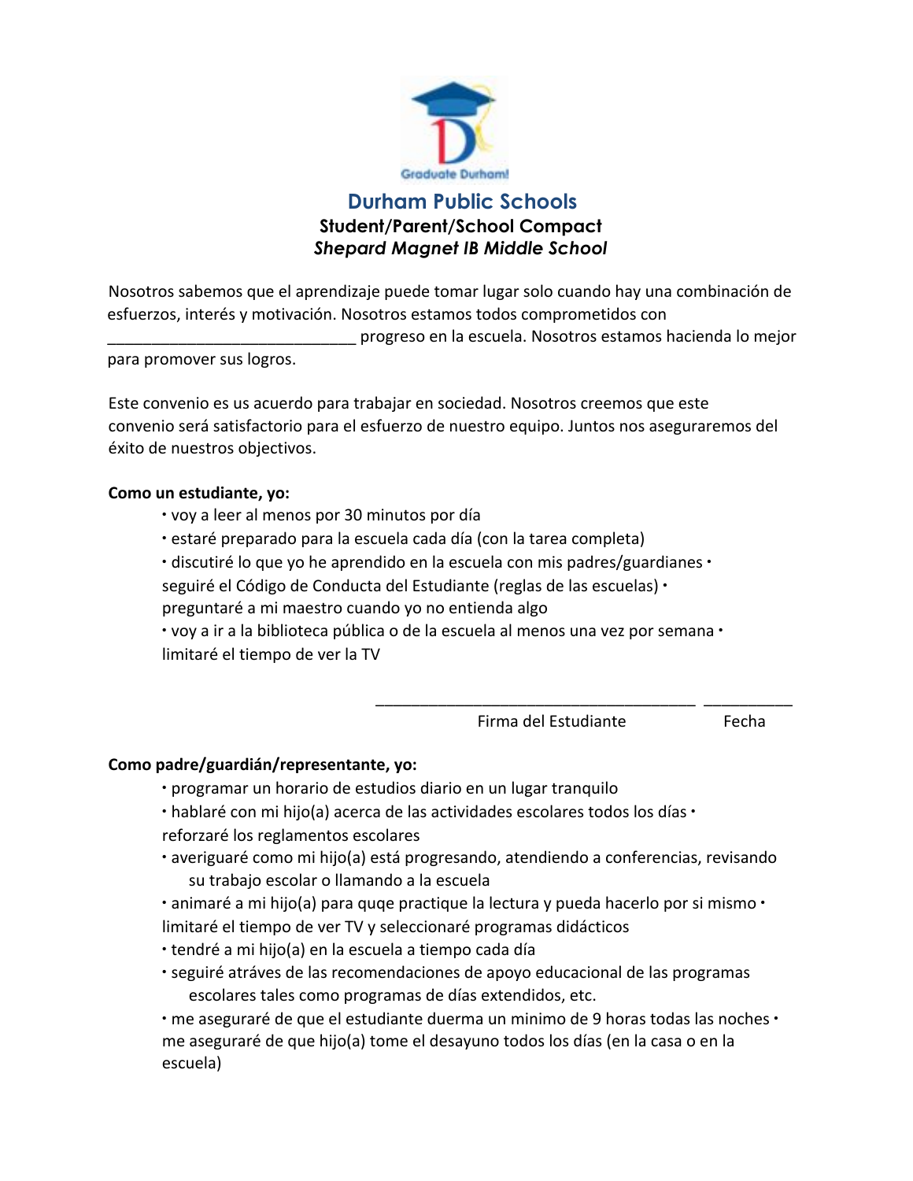# Durham Public Schools

**Student/Parent/School Compact**

***Shepard Magnet IB Middle School***

Nosotros sabemos que el aprendizaje puede tomar lugar solo cuando hay una combinación de esfuerzos, interés y motivación. Nosotros estamos todos comprometidos con ____________________________ progreso en la escuela. Nosotros estamos hacienda lo mejor para promover sus logros.

Este convenio es us acuerdo para trabajar en sociedad. Nosotros creemos que este convenio será satisfactorio para el esfuerzo de nuestro equipo. Juntos nos aseguraremos del éxito de nuestros objectivos.

**Como un estudiante, yo:**

- voy a leer al menos por 30 minutos por día
- estaré preparado para la escuela cada día (con la tarea completa)
- discutiré lo que yo he aprendido en la escuela con mis padres/guardianes
- seguiré el Código de Conducta del Estudiante (reglas de las escuelas)
- preguntaré a mi maestro cuando yo no entienda algo
- voy a ir a la biblioteca pública o de la escuela al menos una vez por semana
- limitaré el tiempo de ver la TV

_____________________________________ __________

Firma del Estudiante Fecha

**Como padre/guardián/representante, yo:**

- programar un horario de estudios diario en un lugar tranquilo
- hablaré con mi hijo(a) acerca de las actividades escolares todos los días
- reforzaré los reglamentos escolares
- averiguaré como mi hijo(a) está progresando, atendiendo a conferencias, revisando su trabajo escolar o llamando a la escuela
- animaré a mi hijo(a) para quqe practique la lectura y pueda hacerlo por si mismo
- limitaré el tiempo de ver TV y seleccionaré programas didácticos
- tendré a mi hijo(a) en la escuela a tiempo cada día
- seguiré atráves de las recomendaciones de apoyo educacional de las programas escolares tales como programas de días extendidos, etc.
- me aseguraré de que el estudiante duerma un minimo de 9 horas todas las noches
- me aseguraré de que hijo(a) tome el desayuno todos los días (en la casa o en la escuela)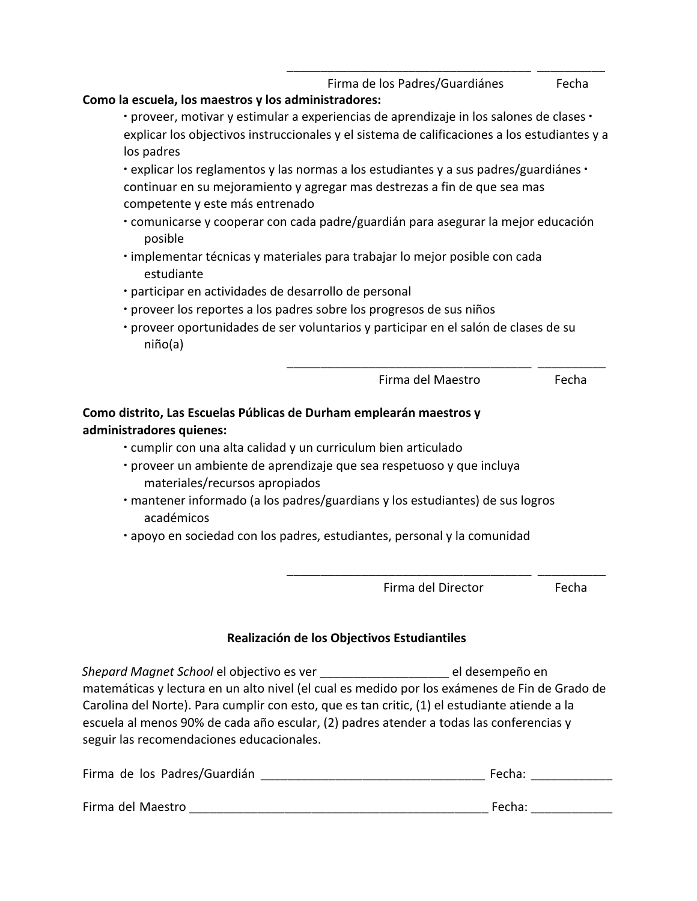\_\_\_\_\_\_\_\_\_\_\_\_\_\_\_\_\_\_\_\_\_\_\_\_\_\_\_\_\_\_\_\_\_\_\_\_\_ \_\_\_\_\_\_\_\_\_\_

Firma de los Padres/Guardiánes Fecha

**Como la escuela, los maestros y los administradores:**

- proveer, motivar y estimular a experiencias de aprendizaje in los salones de clases
- explicar los objectivos instruccionales y el sistema de calificaciones a los estudiantes y a los padres
- explicar los reglamentos y las normas a los estudiantes y a sus padres/guardiánes
- continuar en su mejoramiento y agregar mas destrezas a fin de que sea mas competente y este más entrenado
- comunicarse y cooperar con cada padre/guardián para asegurar la mejor educación posible
- implementar técnicas y materiales para trabajar lo mejor posible con cada estudiante
- participar en actividades de desarrollo de personal
- proveer los reportes a los padres sobre los progresos de sus niños
- proveer oportunidades de ser voluntarios y participar en el salón de clases de su niño(a)

\_\_\_\_\_\_\_\_\_\_\_\_\_\_\_\_\_\_\_\_\_\_\_\_\_\_\_\_\_\_\_\_\_\_\_\_\_ \_\_\_\_\_\_\_\_\_\_

Firma del Maestro Fecha

**Como distrito, Las Escuelas Públicas de Durham emplearán maestros y administradores quienes:**

- cumplir con una alta calidad y un curriculum bien articulado
- proveer un ambiente de aprendizaje que sea respetuoso y que incluya materiales/recursos apropiados
- mantener informado (a los padres/guardians y los estudiantes) de sus logros académicos
- apoyo en sociedad con los padres, estudiantes, personal y la comunidad

\_\_\_\_\_\_\_\_\_\_\_\_\_\_\_\_\_\_\_\_\_\_\_\_\_\_\_\_\_\_\_\_\_\_\_\_\_ \_\_\_\_\_\_\_\_\_\_

Firma del Director Fecha

## Realización de los Objectivos Estudiantiles

*Shepard Magnet School* el objectivo es ver \_\_\_\_\_\_\_\_\_\_\_\_\_\_\_\_\_\_\_ el desempeño en matemáticas y lectura en un alto nivel (el cual es medido por los exámenes de Fin de Grado de Carolina del Norte). Para cumplir con esto, que es tan critic, (1) el estudiante atiende a la escuela al menos 90% de cada año escular, (2) padres atender a todas las conferencias y seguir las recomendaciones educacionales.

Firma de los Padres/Guardián \_\_\_\_\_\_\_\_\_\_\_\_\_\_\_\_\_\_\_\_\_\_\_\_\_\_\_\_\_\_\_\_\_ Fecha: \_\_\_\_\_\_\_\_\_\_\_\_

Firma del Maestro \_\_\_\_\_\_\_\_\_\_\_\_\_\_\_\_\_\_\_\_\_\_\_\_\_\_\_\_\_\_\_\_\_\_\_\_\_\_\_\_\_\_\_\_\_ Fecha: \_\_\_\_\_\_\_\_\_\_\_\_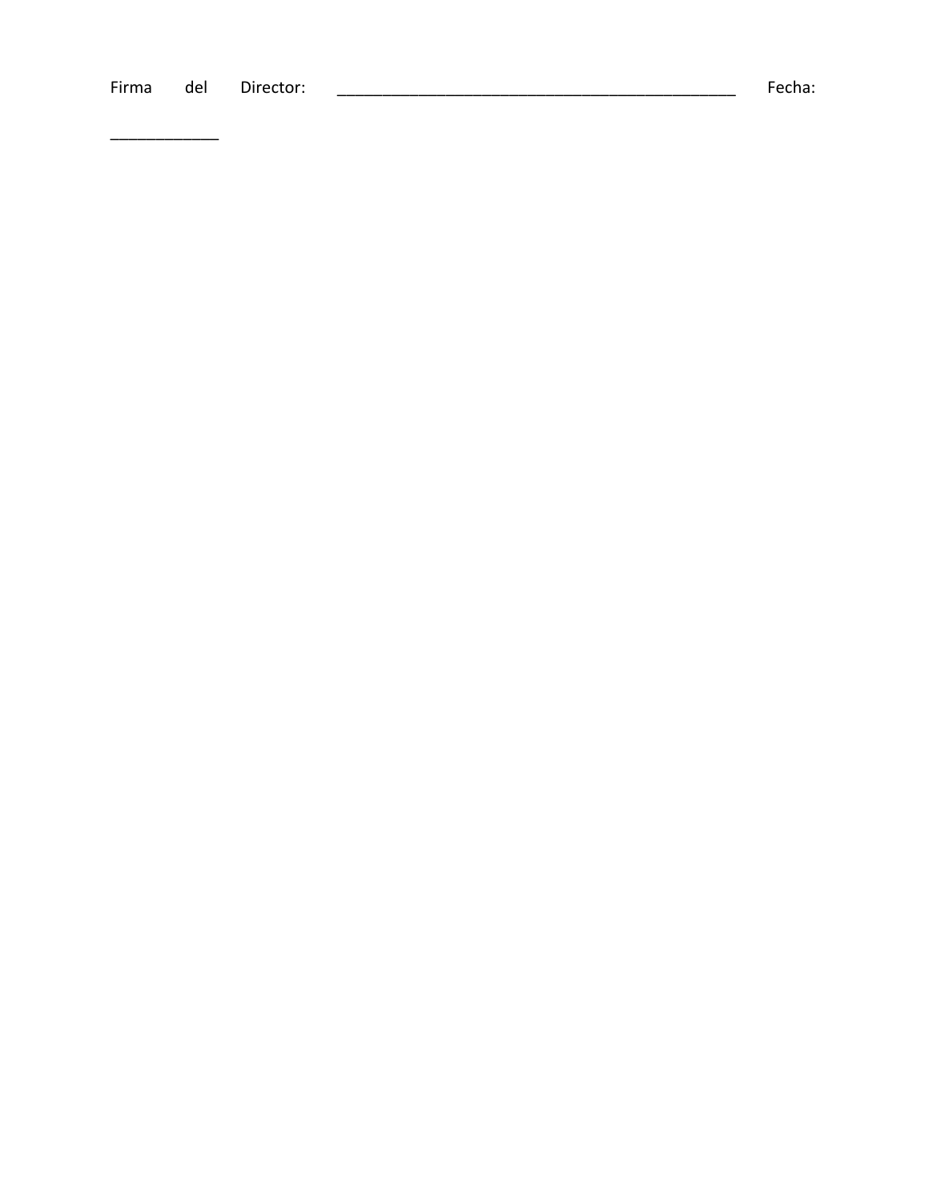Firma del Director: _______________________________________________ Fecha: _____________